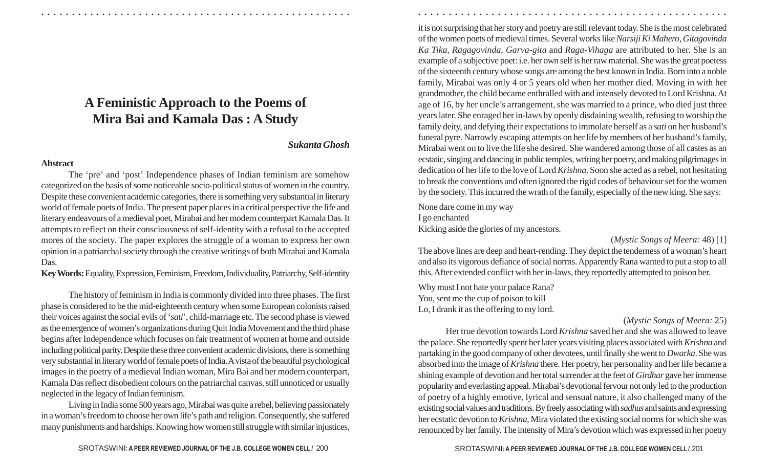# A Feministic Approach to the Poems of Mira Bai and Kamala Das : A Study

***Sukanta Ghosh***

**Abstract**

The 'pre' and 'post' Independence phases of Indian feminism are somehow categorized on the basis of some noticeable socio-political status of women in the country. Despite these convenient academic categories, there is something very substantial in literary world of female poets of India. The present paper places in a critical perspective the life and literary endeavours of a medieval poet, Mirabai and her modern counterpart Kamala Das. It attempts to reflect on their consciousness of self-identity with a refusal to the accepted mores of the society. The paper explores the struggle of a woman to express her own opinion in a patriarchal society through the creative writings of both Mirabai and Kamala Das.

**Key Words:** Equality, Expression, Feminism, Freedom, Individuality, Patriarchy, Self-identity

The history of feminism in India is commonly divided into three phases. The first phase is considered to be the mid-eighteenth century when some European colonists raised their voices against the social evils of '*sati*', child-marriage etc. The second phase is viewed as the emergence of women's organizations during Quit India Movement and the third phase begins after Independence which focuses on fair treatment of women at home and outside including political parity. Despite these three convenient academic divisions, there is something very substantial in literary world of female poets of India. A vista of the beautiful psychological images in the poetry of a medieval Indian woman, Mira Bai and her modern counterpart, Kamala Das reflect disobedient colours on the patriarchal canvas, still unnoticed or usually neglected in the legacy of Indian feminism.

Living in India some 500 years ago, Mirabai was quite a rebel, believing passionately in a woman's freedom to choose her own life's path and religion. Consequently, she suffered many punishments and hardships. Knowing how women still struggle with similar injustices, it is not surprising that her story and poetry are still relevant today. She is the most celebrated of the women poets of medieval times. Several works like *Narsiji Ki Mahero*, *Gitagovinda Ka Tika*, *Ragagovinda*, *Garva-gita* and *Raga-Vihaga* are attributed to her. She is an example of a subjective poet: i.e. her own self is her raw material. She was the great poetess of the sixteenth century whose songs are among the best known in India. Born into a noble family, Mirabai was only 4 or 5 years old when her mother died. Moving in with her grandmother, the child became enthralled with and intensely devoted to Lord Krishna. At age of 16, by her uncle's arrangement, she was married to a prince, who died just three years later. She enraged her in-laws by openly disdaining wealth, refusing to worship the family deity, and defying their expectations to immolate herself as a *sati* on her husband's funeral pyre. Narrowly escaping attempts on her life by members of her husband's family, Mirabai went on to live the life she desired. She wandered among those of all castes as an ecstatic, singing and dancing in public temples, writing her poetry, and making pilgrimages in dedication of her life to the love of Lord *Krishna*. Soon she acted as a rebel, not hesitating to break the conventions and often ignored the rigid codes of behaviour set for the women by the society. This incurred the wrath of the family, especially of the new king. She says:

None dare come in my way  
I go enchanted  
Kicking aside the glories of my ancestors.

(*Mystic Songs of Meera:* 48) [1]

The above lines are deep and heart-rending. They depict the tenderness of a woman's heart and also its vigorous defiance of social norms. Apparently Rana wanted to put a stop to all this. After extended conflict with her in-laws, they reportedly attempted to poison her.

Why must I not hate your palace Rana?  
You, sent me the cup of poison to kill  
Lo, I drank it as the offering to my lord.

(*Mystic Songs of Meera:* 25)

Her true devotion towards Lord *Krishna* saved her and she was allowed to leave the palace. She reportedly spent her later years visiting places associated with *Krishna* and partaking in the good company of other devotees, until finally she went to *Dwarka*. She was absorbed into the image of *Krishna* there. Her poetry, her personality and her life became a shining example of devotion and her total surrender at the feet of *Girdhar* gave her immense popularity and everlasting appeal. Mirabai's devotional fervour not only led to the production of poetry of a highly emotive, lyrical and sensual nature, it also challenged many of the existing social values and traditions. By freely associating with *sadhus* and saints and expressing her ecstatic devotion to *Krishna*, Mira violated the existing social norms for which she was renounced by her family. The intensity of Mira's devotion which was expressed in her poetry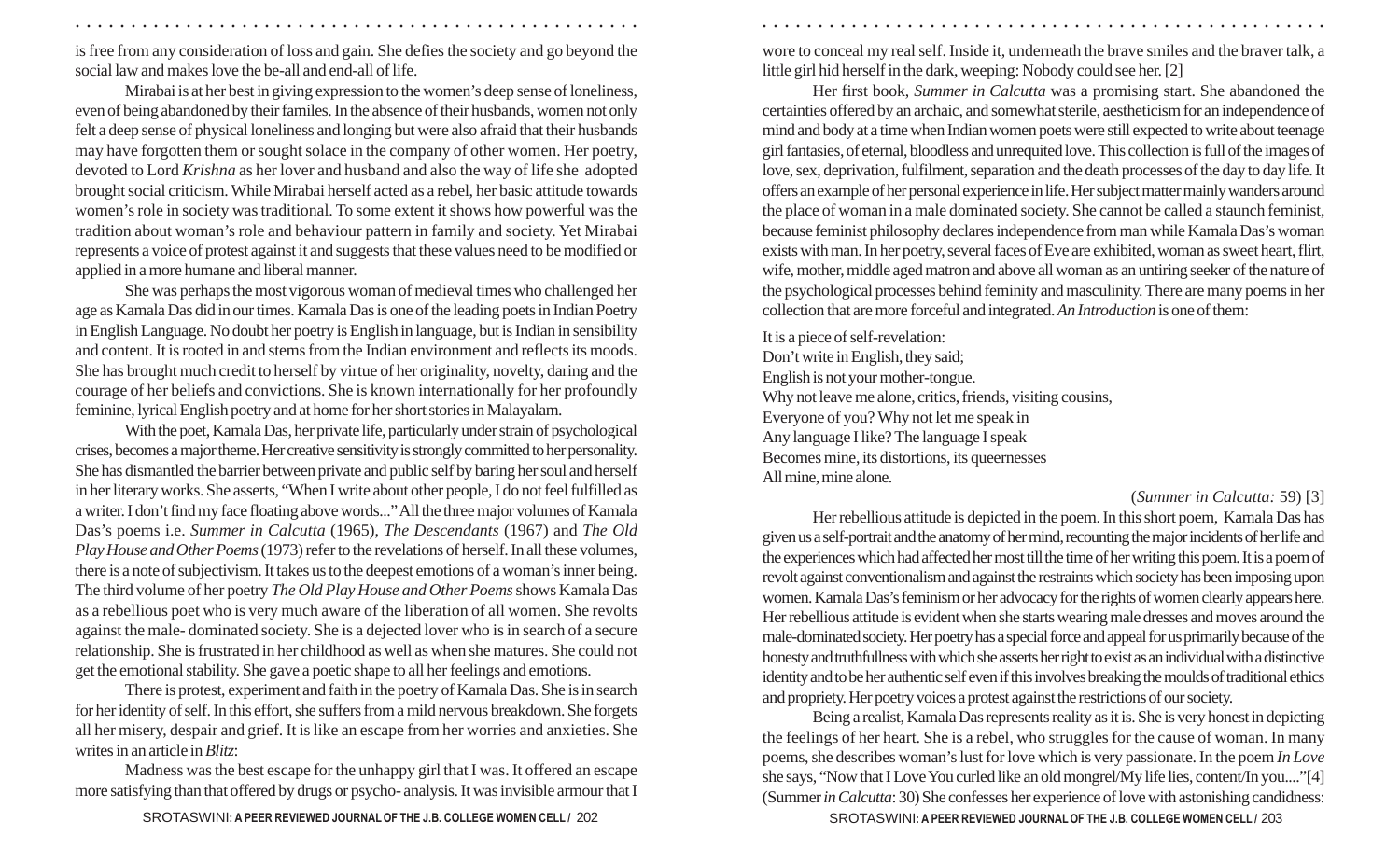is free from any consideration of loss and gain. She defies the society and go beyond the social law and makes love the be-all and end-all of life.

Mirabai is at her best in giving expression to the women's deep sense of loneliness, even of being abandoned by their familes. In the absence of their husbands, women not only felt a deep sense of physical loneliness and longing but were also afraid that their husbands may have forgotten them or sought solace in the company of other women. Her poetry, devoted to Lord *Krishna* as her lover and husband and also the way of life she adopted brought social criticism. While Mirabai herself acted as a rebel, her basic attitude towards women's role in society was traditional. To some extent it shows how powerful was the tradition about woman's role and behaviour pattern in family and society. Yet Mirabai represents a voice of protest against it and suggests that these values need to be modified or applied in a more humane and liberal manner.

She was perhaps the most vigorous woman of medieval times who challenged her age as Kamala Das did in our times. Kamala Das is one of the leading poets in Indian Poetry in English Language. No doubt her poetry is English in language, but is Indian in sensibility and content. It is rooted in and stems from the Indian environment and reflects its moods. She has brought much credit to herself by virtue of her originality, novelty, daring and the courage of her beliefs and convictions. She is known internationally for her profoundly feminine, lyrical English poetry and at home for her short stories in Malayalam.

With the poet, Kamala Das, her private life, particularly under strain of psychological crises, becomes a major theme. Her creative sensitivity is strongly committed to her personality. She has dismantled the barrier between private and public self by baring her soul and herself in her literary works. She asserts, "When I write about other people, I do not feel fulfilled as a writer. I don't find my face floating above words..." All the three major volumes of Kamala Das's poems i.e. *Summer in Calcutta* (1965), *The Descendants* (1967) and *The Old Play House and Other Poems* (1973) refer to the revelations of herself. In all these volumes, there is a note of subjectivism. It takes us to the deepest emotions of a woman's inner being. The third volume of her poetry *The Old Play House and Other Poems* shows Kamala Das as a rebellious poet who is very much aware of the liberation of all women. She revolts against the male- dominated society. She is a dejected lover who is in search of a secure relationship. She is frustrated in her childhood as well as when she matures. She could not get the emotional stability. She gave a poetic shape to all her feelings and emotions.

There is protest, experiment and faith in the poetry of Kamala Das. She is in search for her identity of self. In this effort, she suffers from a mild nervous breakdown. She forgets all her misery, despair and grief. It is like an escape from her worries and anxieties. She writes in an article in *Blitz*:

Madness was the best escape for the unhappy girl that I was. It offered an escape more satisfying than that offered by drugs or psycho- analysis. It was invisible armour that I wore to conceal my real self. Inside it, underneath the brave smiles and the braver talk, a little girl hid herself in the dark, weeping: Nobody could see her. [2]

Her first book, *Summer in Calcutta* was a promising start. She abandoned the certainties offered by an archaic, and somewhat sterile, aestheticism for an independence of mind and body at a time when Indian women poets were still expected to write about teenage girl fantasies, of eternal, bloodless and unrequited love. This collection is full of the images of love, sex, deprivation, fulfilment, separation and the death processes of the day to day life. It offers an example of her personal experience in life. Her subject matter mainly wanders around the place of woman in a male dominated society. She cannot be called a staunch feminist, because feminist philosophy declares independence from man while Kamala Das's woman exists with man. In her poetry, several faces of Eve are exhibited, woman as sweet heart, flirt, wife, mother, middle aged matron and above all woman as an untiring seeker of the nature of the psychological processes behind feminity and masculinity. There are many poems in her collection that are more forceful and integrated. *An Introduction* is one of them:

It is a piece of self-revelation:
Don't write in English, they said;
English is not your mother-tongue.
Why not leave me alone, critics, friends, visiting cousins,
Everyone of you? Why not let me speak in
Any language I like? The language I speak
Becomes mine, its distortions, its queernesses
All mine, mine alone.

(*Summer in Calcutta:* 59) [3]

Her rebellious attitude is depicted in the poem. In this short poem, Kamala Das has given us a self-portrait and the anatomy of her mind, recounting the major incidents of her life and the experiences which had affected her most till the time of her writing this poem. It is a poem of revolt against conventionalism and against the restraints which society has been imposing upon women. Kamala Das's feminism or her advocacy for the rights of women clearly appears here. Her rebellious attitude is evident when she starts wearing male dresses and moves around the male-dominated society. Her poetry has a special force and appeal for us primarily because of the honesty and truthfullness with which she asserts her right to exist as an individual with a distinctive identity and to be her authentic self even if this involves breaking the moulds of traditional ethics and propriety. Her poetry voices a protest against the restrictions of our society.

Being a realist, Kamala Das represents reality as it is. She is very honest in depicting the feelings of her heart. She is a rebel, who struggles for the cause of woman. In many poems, she describes woman's lust for love which is very passionate. In the poem *In Love* she says, "Now that I Love You curled like an old mongrel/My life lies, content/In you...."[4] (Summer *in Calcutta*: 30) She confesses her experience of love with astonishing candidness: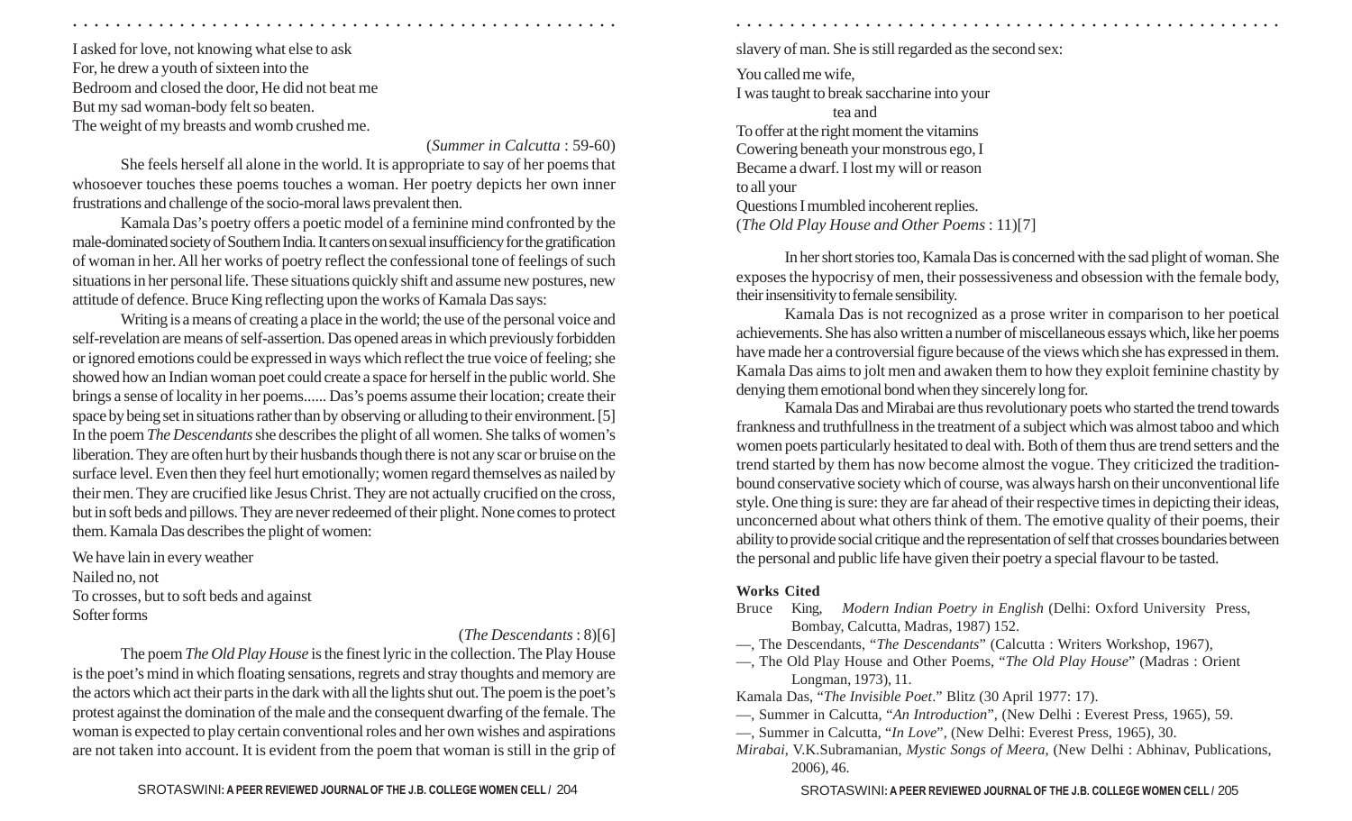I asked for love, not knowing what else to ask
For, he drew a youth of sixteen into the
Bedroom and closed the door, He did not beat me
But my sad woman-body felt so beaten.
The weight of my breasts and womb crushed me.

(*Summer in Calcutta* : 59-60)

She feels herself all alone in the world. It is appropriate to say of her poems that whosoever touches these poems touches a woman. Her poetry depicts her own inner frustrations and challenge of the socio-moral laws prevalent then.

Kamala Das's poetry offers a poetic model of a feminine mind confronted by the male-dominated society of Southern India. It canters on sexual insufficiency for the gratification of woman in her. All her works of poetry reflect the confessional tone of feelings of such situations in her personal life. These situations quickly shift and assume new postures, new attitude of defence. Bruce King reflecting upon the works of Kamala Das says:

Writing is a means of creating a place in the world; the use of the personal voice and self-revelation are means of self-assertion. Das opened areas in which previously forbidden or ignored emotions could be expressed in ways which reflect the true voice of feeling; she showed how an Indian woman poet could create a space for herself in the public world. She brings a sense of locality in her poems...... Das's poems assume their location; create their space by being set in situations rather than by observing or alluding to their environment. [5]

In the poem *The Descendants* she describes the plight of all women. She talks of women's liberation. They are often hurt by their husbands though there is not any scar or bruise on the surface level. Even then they feel hurt emotionally; women regard themselves as nailed by their men. They are crucified like Jesus Christ. They are not actually crucified on the cross, but in soft beds and pillows. They are never redeemed of their plight. None comes to protect them. Kamala Das describes the plight of women:

We have lain in every weather
Nailed no, not
To crosses, but to soft beds and against
Softer forms

(*The Descendants* : 8)[6]

The poem *The Old Play House* is the finest lyric in the collection. The Play House is the poet's mind in which floating sensations, regrets and stray thoughts and memory are the actors which act their parts in the dark with all the lights shut out. The poem is the poet's protest against the domination of the male and the consequent dwarfing of the female. The woman is expected to play certain conventional roles and her own wishes and aspirations are not taken into account. It is evident from the poem that woman is still in the grip of slavery of man. She is still regarded as the second sex:

You called me wife,
I was taught to break saccharine into your
tea and
To offer at the right moment the vitamins
Cowering beneath your monstrous ego, I
Became a dwarf. I lost my will or reason
to all your
Questions I mumbled incoherent replies.
(*The Old Play House and Other Poems* : 11)[7]

In her short stories too, Kamala Das is concerned with the sad plight of woman. She exposes the hypocrisy of men, their possessiveness and obsession with the female body, their insensitivity to female sensibility.

Kamala Das is not recognized as a prose writer in comparison to her poetical achievements. She has also written a number of miscellaneous essays which, like her poems have made her a controversial figure because of the views which she has expressed in them. Kamala Das aims to jolt men and awaken them to how they exploit feminine chastity by denying them emotional bond when they sincerely long for.

Kamala Das and Mirabai are thus revolutionary poets who started the trend towards frankness and truthfullness in the treatment of a subject which was almost taboo and which women poets particularly hesitated to deal with. Both of them thus are trend setters and the trend started by them has now become almost the vogue. They criticized the tradition-bound conservative society which of course, was always harsh on their unconventional life style. One thing is sure: they are far ahead of their respective times in depicting their ideas, unconcerned about what others think of them. The emotive quality of their poems, their ability to provide social critique and the representation of self that crosses boundaries between the personal and public life have given their poetry a special flavour to be tasted.

**Works Cited**

Bruce King, *Modern Indian Poetry in English* (Delhi: Oxford University Press, Bombay, Calcutta, Madras, 1987) 152.

—, The Descendants, "*The Descendants*" (Calcutta : Writers Workshop, 1967),

—, The Old Play House and Other Poems, "*The Old Play House*" (Madras : Orient Longman, 1973), 11.

Kamala Das, "*The Invisible Poet*." Blitz (30 April 1977: 17).

—, Summer in Calcutta, "*An Introduction*", (New Delhi : Everest Press, 1965), 59.

—, Summer in Calcutta, "*In Love*", (New Delhi: Everest Press, 1965), 30.

*Mirabai*, V.K.Subramanian, *Mystic Songs of Meera*, (New Delhi : Abhinav, Publications, 2006), 46.